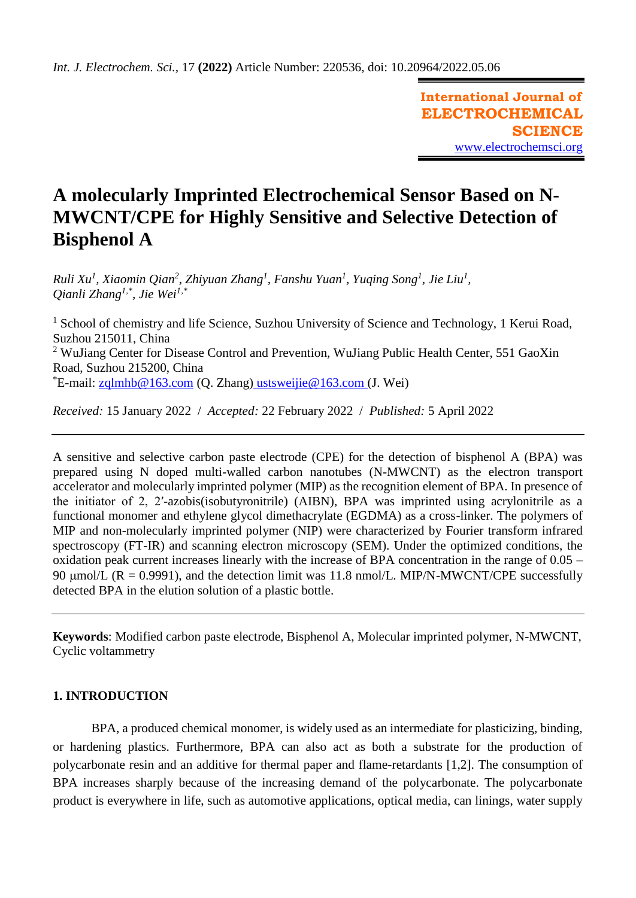*Int. J. Electrochem. Sci.*, 17 **(2022)** Article Number: 220536, doi: 10.20964/2022.05.06

**International Journal of ELECTROCHEMICAL SCIENCE**
www.electrochemsci.org

# A molecularly Imprinted Electrochemical Sensor Based on N-MWCNT/CPE for Highly Sensitive and Selective Detection of Bisphenol A

*Ruli Xu[1], Xiaomin Qian[2], Zhiyuan Zhang[1], Fanshu Yuan[1], Yuqing Song[1], Jie Liu[1], Qianli Zhang[1,*], Jie Wei[1,*]*

[1] School of chemistry and life Science, Suzhou University of Science and Technology, 1 Kerui Road, Suzhou 215011, China
[2] WuJiang Center for Disease Control and Prevention, WuJiang Public Health Center, 551 GaoXin Road, Suzhou 215200, China
[*]E-mail: zqlmhb@163.com (Q. Zhang) ustsweijie@163.com (J. Wei)

*Received:* 15 January 2022 / *Accepted:* 22 February 2022 / *Published:* 5 April 2022

A sensitive and selective carbon paste electrode (CPE) for the detection of bisphenol A (BPA) was prepared using N doped multi-walled carbon nanotubes (N-MWCNT) as the electron transport accelerator and molecularly imprinted polymer (MIP) as the recognition element of BPA. In presence of the initiator of 2, 2′-azobis(isobutyronitrile) (AIBN), BPA was imprinted using acrylonitrile as a functional monomer and ethylene glycol dimethacrylate (EGDMA) as a cross-linker. The polymers of MIP and non-molecularly imprinted polymer (NIP) were characterized by Fourier transform infrared spectroscopy (FT-IR) and scanning electron microscopy (SEM). Under the optimized conditions, the oxidation peak current increases linearly with the increase of BPA concentration in the range of 0.05 – 90 μmol/L (R = 0.9991), and the detection limit was 11.8 nmol/L. MIP/N-MWCNT/CPE successfully detected BPA in the elution solution of a plastic bottle.

**Keywords**: Modified carbon paste electrode, Bisphenol A, Molecular imprinted polymer, N-MWCNT, Cyclic voltammetry

## 1. INTRODUCTION

BPA, a produced chemical monomer, is widely used as an intermediate for plasticizing, binding, or hardening plastics. Furthermore, BPA can also act as both a substrate for the production of polycarbonate resin and an additive for thermal paper and flame-retardants [1,2]. The consumption of BPA increases sharply because of the increasing demand of the polycarbonate. The polycarbonate product is everywhere in life, such as automotive applications, optical media, can linings, water supply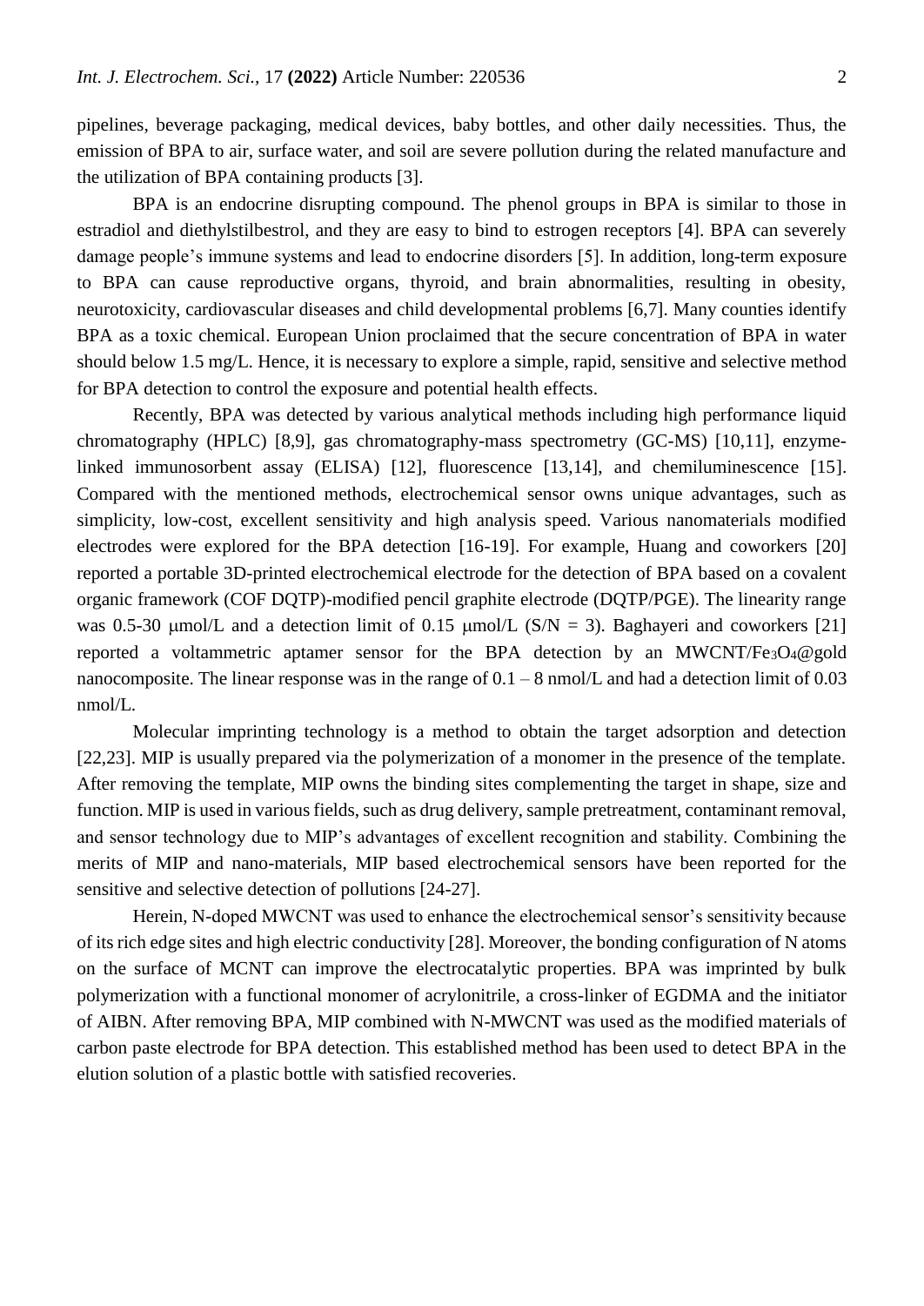pipelines, beverage packaging, medical devices, baby bottles, and other daily necessities. Thus, the emission of BPA to air, surface water, and soil are severe pollution during the related manufacture and the utilization of BPA containing products [3].

BPA is an endocrine disrupting compound. The phenol groups in BPA is similar to those in estradiol and diethylstilbestrol, and they are easy to bind to estrogen receptors [4]. BPA can severely damage people's immune systems and lead to endocrine disorders [5]. In addition, long-term exposure to BPA can cause reproductive organs, thyroid, and brain abnormalities, resulting in obesity, neurotoxicity, cardiovascular diseases and child developmental problems [6,7]. Many counties identify BPA as a toxic chemical. European Union proclaimed that the secure concentration of BPA in water should below 1.5 mg/L. Hence, it is necessary to explore a simple, rapid, sensitive and selective method for BPA detection to control the exposure and potential health effects.

Recently, BPA was detected by various analytical methods including high performance liquid chromatography (HPLC) [8,9], gas chromatography-mass spectrometry (GC-MS) [10,11], enzyme-linked immunosorbent assay (ELISA) [12], fluorescence [13,14], and chemiluminescence [15]. Compared with the mentioned methods, electrochemical sensor owns unique advantages, such as simplicity, low-cost, excellent sensitivity and high analysis speed. Various nanomaterials modified electrodes were explored for the BPA detection [16-19]. For example, Huang and coworkers [20] reported a portable 3D-printed electrochemical electrode for the detection of BPA based on a covalent organic framework (COF DQTP)-modified pencil graphite electrode (DQTP/PGE). The linearity range was 0.5-30 μmol/L and a detection limit of 0.15 μmol/L (S/N = 3). Baghayeri and coworkers [21] reported a voltammetric aptamer sensor for the BPA detection by an MWCNT/$Fe_3O_4$@gold nanocomposite. The linear response was in the range of 0.1 – 8 nmol/L and had a detection limit of 0.03 nmol/L.

Molecular imprinting technology is a method to obtain the target adsorption and detection [22,23]. MIP is usually prepared via the polymerization of a monomer in the presence of the template. After removing the template, MIP owns the binding sites complementing the target in shape, size and function. MIP is used in various fields, such as drug delivery, sample pretreatment, contaminant removal, and sensor technology due to MIP's advantages of excellent recognition and stability. Combining the merits of MIP and nano-materials, MIP based electrochemical sensors have been reported for the sensitive and selective detection of pollutions [24-27].

Herein, N-doped MWCNT was used to enhance the electrochemical sensor's sensitivity because of its rich edge sites and high electric conductivity [28]. Moreover, the bonding configuration of N atoms on the surface of MCNT can improve the electrocatalytic properties. BPA was imprinted by bulk polymerization with a functional monomer of acrylonitrile, a cross-linker of EGDMA and the initiator of AIBN. After removing BPA, MIP combined with N-MWCNT was used as the modified materials of carbon paste electrode for BPA detection. This established method has been used to detect BPA in the elution solution of a plastic bottle with satisfied recoveries.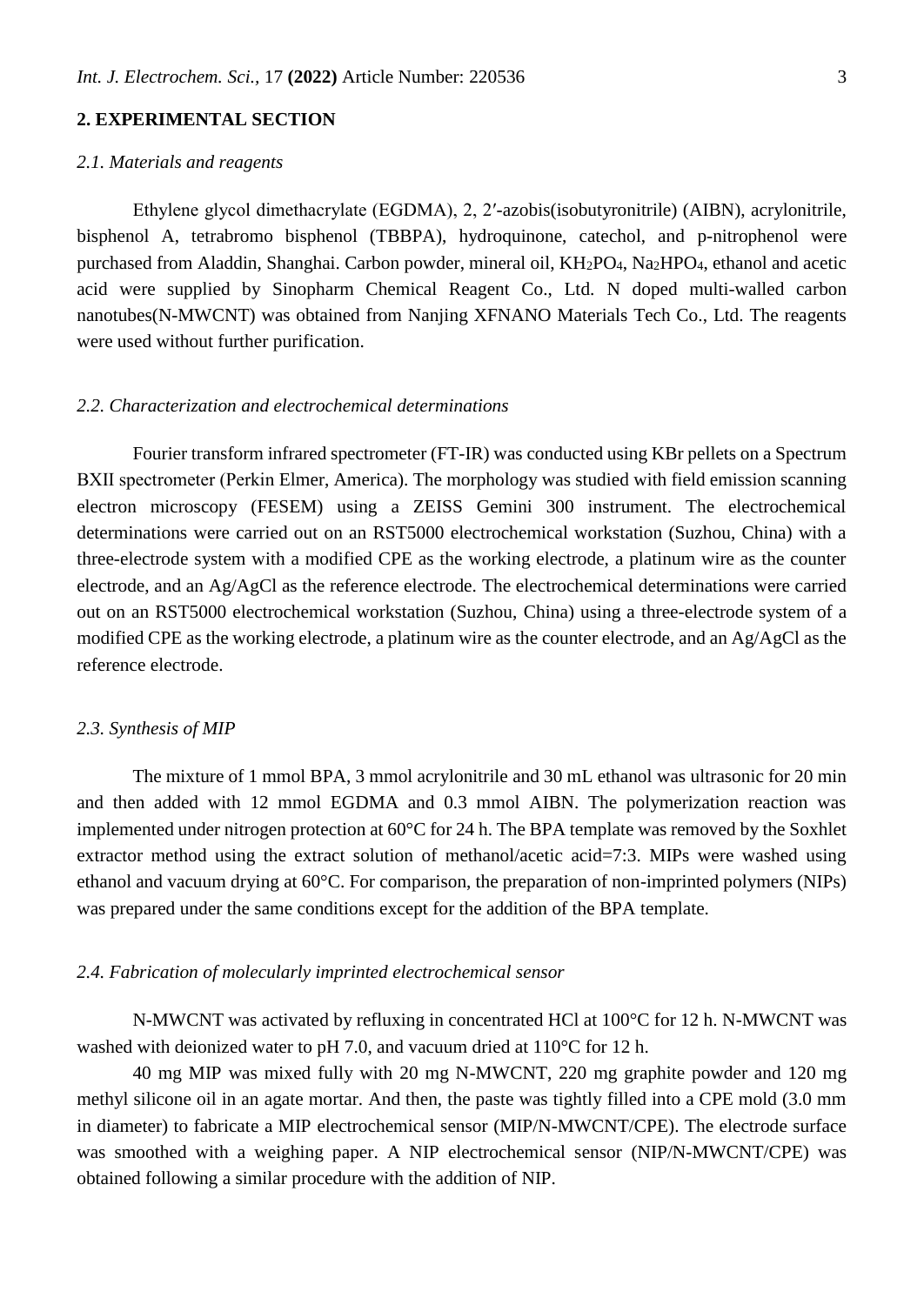## 2. EXPERIMENTAL SECTION

### *2.1. Materials and reagents*

Ethylene glycol dimethacrylate (EGDMA), 2, 2′-azobis(isobutyronitrile) (AIBN), acrylonitrile, bisphenol A, tetrabromo bisphenol (TBBPA), hydroquinone, catechol, and p-nitrophenol were purchased from Aladdin, Shanghai. Carbon powder, mineral oil, $KH_2PO_4$, $Na_2HPO_4$, ethanol and acetic acid were supplied by Sinopharm Chemical Reagent Co., Ltd. N doped multi-walled carbon nanotubes(N-MWCNT) was obtained from Nanjing XFNANO Materials Tech Co., Ltd. The reagents were used without further purification.

### *2.2. Characterization and electrochemical determinations*

Fourier transform infrared spectrometer (FT-IR) was conducted using KBr pellets on a Spectrum BXII spectrometer (Perkin Elmer, America). The morphology was studied with field emission scanning electron microscopy (FESEM) using a ZEISS Gemini 300 instrument. The electrochemical determinations were carried out on an RST5000 electrochemical workstation (Suzhou, China) with a three-electrode system with a modified CPE as the working electrode, a platinum wire as the counter electrode, and an Ag/AgCl as the reference electrode. The electrochemical determinations were carried out on an RST5000 electrochemical workstation (Suzhou, China) using a three-electrode system of a modified CPE as the working electrode, a platinum wire as the counter electrode, and an Ag/AgCl as the reference electrode.

### *2.3. Synthesis of MIP*

The mixture of 1 mmol BPA, 3 mmol acrylonitrile and 30 mL ethanol was ultrasonic for 20 min and then added with 12 mmol EGDMA and 0.3 mmol AIBN. The polymerization reaction was implemented under nitrogen protection at 60°C for 24 h. The BPA template was removed by the Soxhlet extractor method using the extract solution of methanol/acetic acid=7:3. MIPs were washed using ethanol and vacuum drying at 60°C. For comparison, the preparation of non-imprinted polymers (NIPs) was prepared under the same conditions except for the addition of the BPA template.

### *2.4. Fabrication of molecularly imprinted electrochemical sensor*

N-MWCNT was activated by refluxing in concentrated HCl at 100°C for 12 h. N-MWCNT was washed with deionized water to pH 7.0, and vacuum dried at 110°C for 12 h.

40 mg MIP was mixed fully with 20 mg N-MWCNT, 220 mg graphite powder and 120 mg methyl silicone oil in an agate mortar. And then, the paste was tightly filled into a CPE mold (3.0 mm in diameter) to fabricate a MIP electrochemical sensor (MIP/N-MWCNT/CPE). The electrode surface was smoothed with a weighing paper. A NIP electrochemical sensor (NIP/N-MWCNT/CPE) was obtained following a similar procedure with the addition of NIP.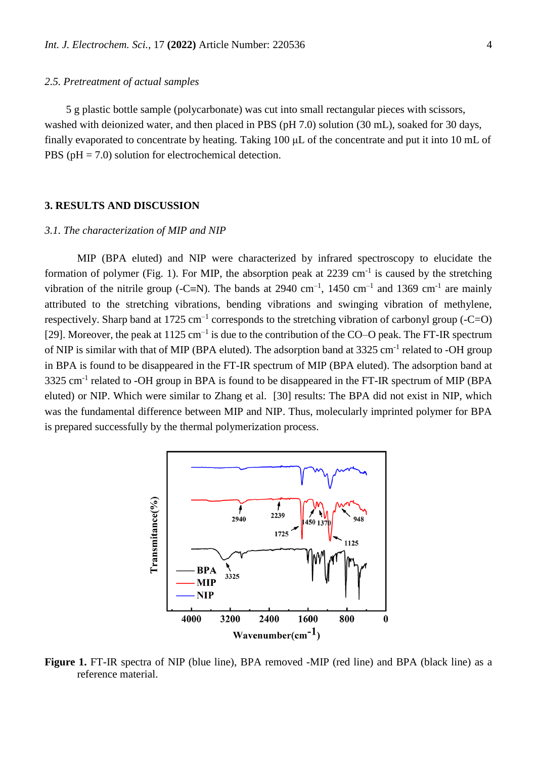*2.5. Pretreatment of actual samples*

5 g plastic bottle sample (polycarbonate) was cut into small rectangular pieces with scissors, washed with deionized water, and then placed in PBS (pH 7.0) solution (30 mL), soaked for 30 days, finally evaporated to concentrate by heating. Taking 100 μL of the concentrate and put it into 10 mL of PBS (pH = 7.0) solution for electrochemical detection.

## 3. RESULTS AND DISCUSSION

### *3.1. The characterization of MIP and NIP*

MIP (BPA eluted) and NIP were characterized by infrared spectroscopy to elucidate the formation of polymer (Fig. 1). For MIP, the absorption peak at 2239 $cm^{-1}$ is caused by the stretching vibration of the nitrile group (-C≡N). The bands at 2940 $cm^{-1}$, 1450 $cm^{-1}$ and 1369 $cm^{-1}$ are mainly attributed to the stretching vibrations, bending vibrations and swinging vibration of methylene, respectively. Sharp band at 1725 $cm^{-1}$ corresponds to the stretching vibration of carbonyl group (-C=O) [29]. Moreover, the peak at 1125 $cm^{-1}$ is due to the contribution of the CO–O peak. The FT-IR spectrum of NIP is similar with that of MIP (BPA eluted). The adsorption band at 3325 $cm^{-1}$ related to -OH group in BPA is found to be disappeared in the FT-IR spectrum of MIP (BPA eluted). The adsorption band at 3325 $cm^{-1}$ related to -OH group in BPA is found to be disappeared in the FT-IR spectrum of MIP (BPA eluted) or NIP. Which were similar to Zhang et al. [30] results: The BPA did not exist in NIP, which was the fundamental difference between MIP and NIP. Thus, molecularly imprinted polymer for BPA is prepared successfully by the thermal polymerization process.

**Figure 1.** FT-IR spectra of NIP (blue line), BPA removed -MIP (red line) and BPA (black line) as a reference material.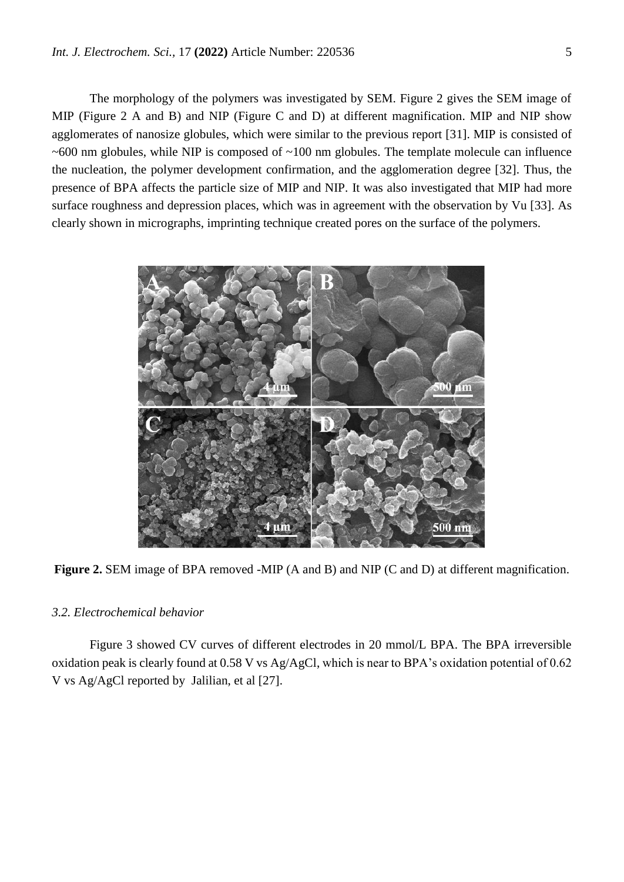The morphology of the polymers was investigated by SEM. Figure 2 gives the SEM image of MIP (Figure 2 A and B) and NIP (Figure C and D) at different magnification. MIP and NIP show agglomerates of nanosize globules, which were similar to the previous report [31]. MIP is consisted of ~600 nm globules, while NIP is composed of ~100 nm globules. The template molecule can influence the nucleation, the polymer development confirmation, and the agglomeration degree [32]. Thus, the presence of BPA affects the particle size of MIP and NIP. It was also investigated that MIP had more surface roughness and depression places, which was in agreement with the observation by Vu [33]. As clearly shown in micrographs, imprinting technique created pores on the surface of the polymers.

**Figure 2.** SEM image of BPA removed -MIP (A and B) and NIP (C and D) at different magnification.

### *3.2. Electrochemical behavior*

Figure 3 showed CV curves of different electrodes in 20 mmol/L BPA. The BPA irreversible oxidation peak is clearly found at 0.58 V vs Ag/AgCl, which is near to BPA's oxidation potential of 0.62 V vs Ag/AgCl reported by Jalilian, et al [27].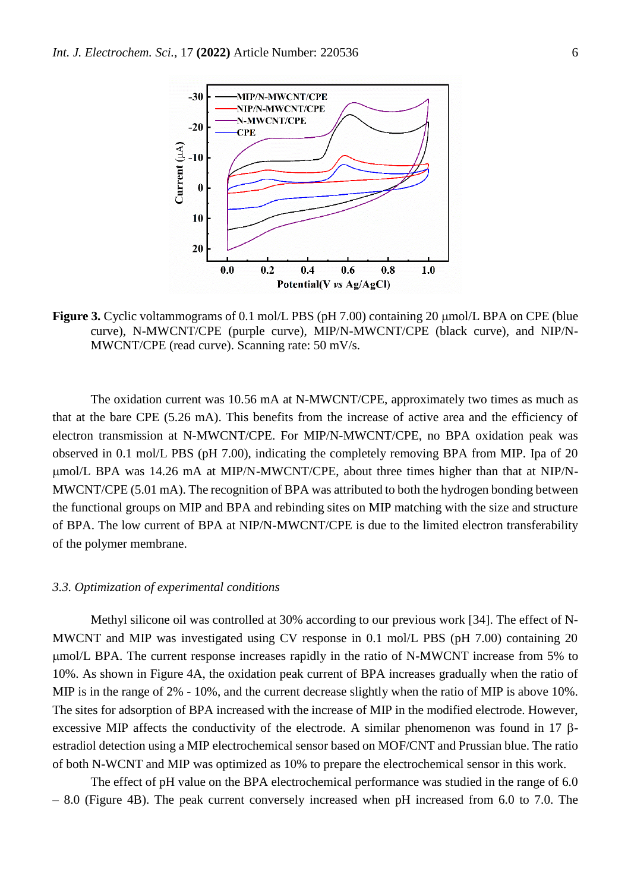**Figure 3.** Cyclic voltammograms of 0.1 mol/L PBS (pH 7.00) containing 20 μmol/L BPA on CPE (blue curve), N-MWCNT/CPE (purple curve), MIP/N-MWCNT/CPE (black curve), and NIP/N-MWCNT/CPE (read curve). Scanning rate: 50 mV/s.

The oxidation current was 10.56 mA at N-MWCNT/CPE, approximately two times as much as that at the bare CPE (5.26 mA). This benefits from the increase of active area and the efficiency of electron transmission at N-MWCNT/CPE. For MIP/N-MWCNT/CPE, no BPA oxidation peak was observed in 0.1 mol/L PBS (pH 7.00), indicating the completely removing BPA from MIP. Ipa of 20 μmol/L BPA was 14.26 mA at MIP/N-MWCNT/CPE, about three times higher than that at NIP/N-MWCNT/CPE (5.01 mA). The recognition of BPA was attributed to both the hydrogen bonding between the functional groups on MIP and BPA and rebinding sites on MIP matching with the size and structure of BPA. The low current of BPA at NIP/N-MWCNT/CPE is due to the limited electron transferability of the polymer membrane.

### *3.3. Optimization of experimental conditions*

Methyl silicone oil was controlled at 30% according to our previous work [34]. The effect of N-MWCNT and MIP was investigated using CV response in 0.1 mol/L PBS (pH 7.00) containing 20 μmol/L BPA. The current response increases rapidly in the ratio of N-MWCNT increase from 5% to 10%. As shown in Figure 4A, the oxidation peak current of BPA increases gradually when the ratio of MIP is in the range of 2% - 10%, and the current decrease slightly when the ratio of MIP is above 10%. The sites for adsorption of BPA increased with the increase of MIP in the modified electrode. However, excessive MIP affects the conductivity of the electrode. A similar phenomenon was found in 17 β-estradiol detection using a MIP electrochemical sensor based on MOF/CNT and Prussian blue. The ratio of both N-WCNT and MIP was optimized as 10% to prepare the electrochemical sensor in this work.

The effect of pH value on the BPA electrochemical performance was studied in the range of 6.0 – 8.0 (Figure 4B). The peak current conversely increased when pH increased from 6.0 to 7.0. The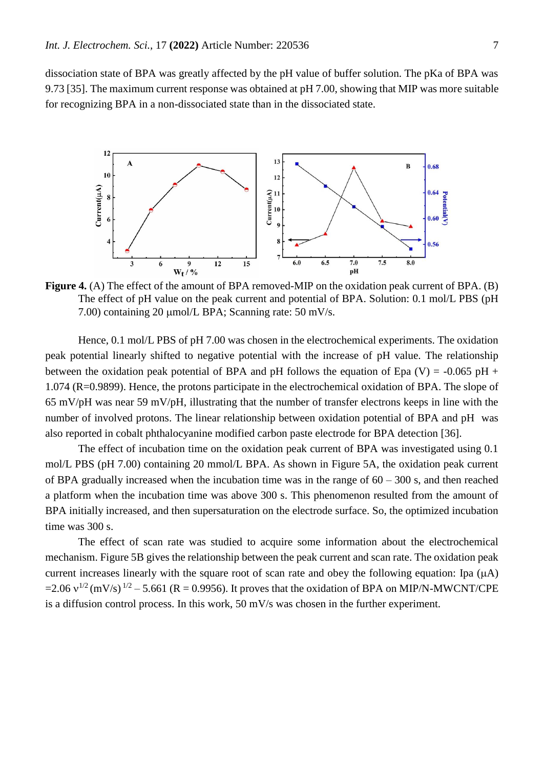dissociation state of BPA was greatly affected by the pH value of buffer solution. The pKa of BPA was 9.73 [35]. The maximum current response was obtained at pH 7.00, showing that MIP was more suitable for recognizing BPA in a non-dissociated state than in the dissociated state.

**Figure 4.** (A) The effect of the amount of BPA removed-MIP on the oxidation peak current of BPA. (B) The effect of pH value on the peak current and potential of BPA. Solution: 0.1 mol/L PBS (pH 7.00) containing 20 μmol/L BPA; Scanning rate: 50 mV/s.

Hence, 0.1 mol/L PBS of pH 7.00 was chosen in the electrochemical experiments. The oxidation peak potential linearly shifted to negative potential with the increase of pH value. The relationship between the oxidation peak potential of BPA and pH follows the equation of Epa (V) = -0.065 pH + 1.074 (R=0.9899). Hence, the protons participate in the electrochemical oxidation of BPA. The slope of 65 mV/pH was near 59 mV/pH, illustrating that the number of transfer electrons keeps in line with the number of involved protons. The linear relationship between oxidation potential of BPA and pH was also reported in cobalt phthalocyanine modified carbon paste electrode for BPA detection [36].

The effect of incubation time on the oxidation peak current of BPA was investigated using 0.1 mol/L PBS (pH 7.00) containing 20 mmol/L BPA. As shown in Figure 5A, the oxidation peak current of BPA gradually increased when the incubation time was in the range of 60 – 300 s, and then reached a platform when the incubation time was above 300 s. This phenomenon resulted from the amount of BPA initially increased, and then supersaturation on the electrode surface. So, the optimized incubation time was 300 s.

The effect of scan rate was studied to acquire some information about the electrochemical mechanism. Figure 5B gives the relationship between the peak current and scan rate. The oxidation peak current increases linearly with the square root of scan rate and obey the following equation: Ipa (μA) $=2.06\ v^{1/2}\ (mV/s)^{1/2} - 5.661$ (R = 0.9956). It proves that the oxidation of BPA on MIP/N-MWCNT/CPE is a diffusion control process. In this work, 50 mV/s was chosen in the further experiment.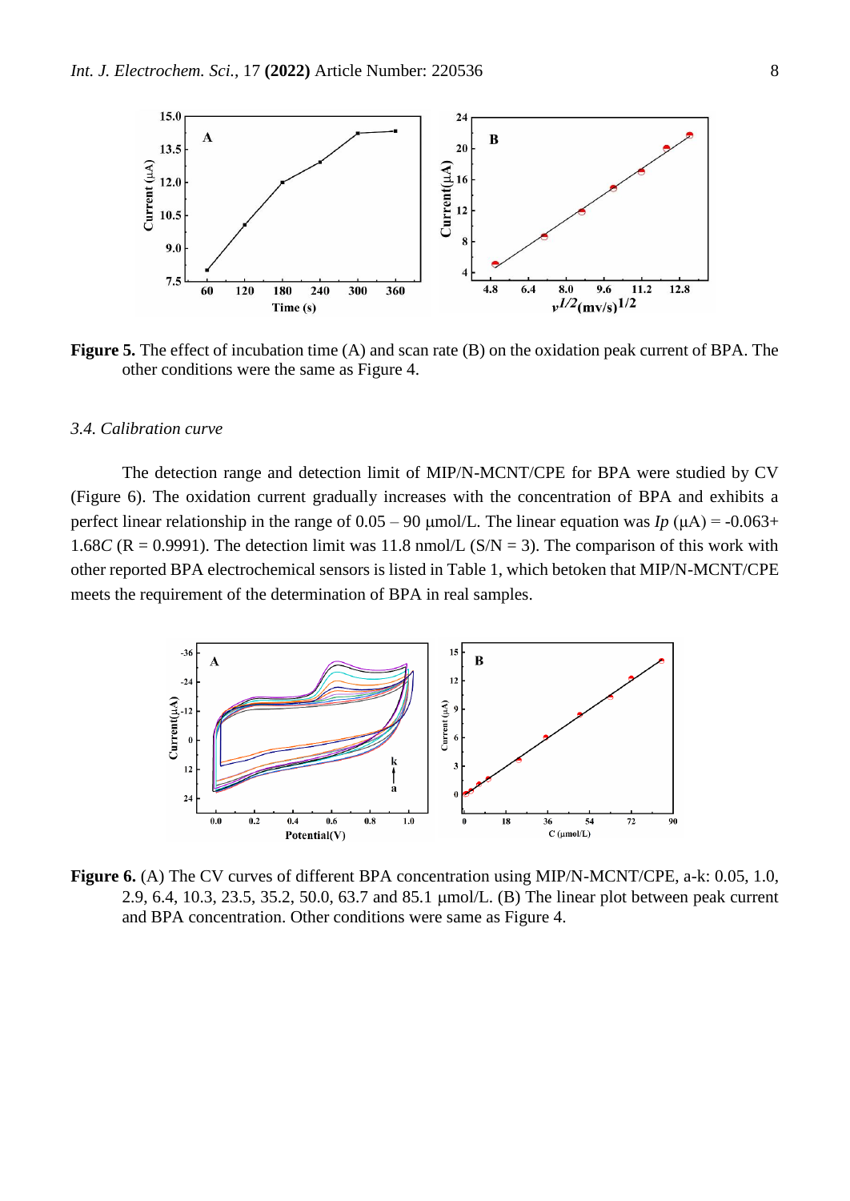**Figure 5.** The effect of incubation time (A) and scan rate (B) on the oxidation peak current of BPA. The other conditions were the same as Figure 4.

### *3.4. Calibration curve*

The detection range and detection limit of MIP/N-MCNT/CPE for BPA were studied by CV (Figure 6). The oxidation current gradually increases with the concentration of BPA and exhibits a perfect linear relationship in the range of 0.05 – 90 μmol/L. The linear equation was $I_p$ (μA) = -0.063+ 1.68*C* (R = 0.9991). The detection limit was 11.8 nmol/L (S/N = 3). The comparison of this work with other reported BPA electrochemical sensors is listed in Table 1, which betoken that MIP/N-MCNT/CPE meets the requirement of the determination of BPA in real samples.

**Figure 6.** (A) The CV curves of different BPA concentration using MIP/N-MCNT/CPE, a-k: 0.05, 1.0, 2.9, 6.4, 10.3, 23.5, 35.2, 50.0, 63.7 and 85.1 μmol/L. (B) The linear plot between peak current and BPA concentration. Other conditions were same as Figure 4.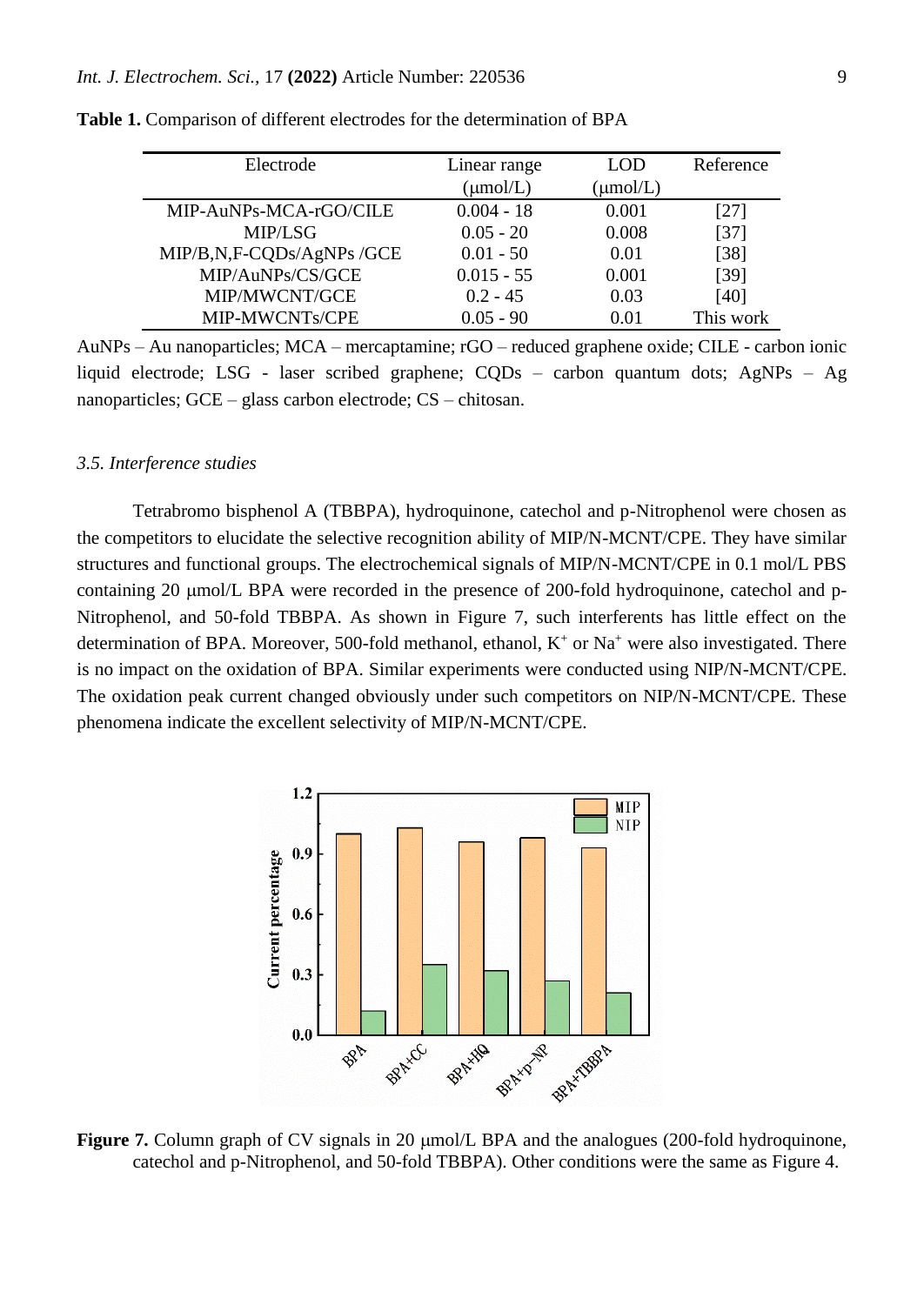**Table 1.** Comparison of different electrodes for the determination of BPA

| Electrode | Linear range (μmol/L) | LOD (μmol/L) | Reference |
|---|---|---|---|
| MIP-AuNPs-MCA-rGO/CILE | 0.004 - 18 | 0.001 | [27] |
| MIP/LSG | 0.05 - 20 | 0.008 | [37] |
| MIP/B,N,F-CQDs/AgNPs /GCE | 0.01 - 50 | 0.01 | [38] |
| MIP/AuNPs/CS/GCE | 0.015 - 55 | 0.001 | [39] |
| MIP/MWCNT/GCE | 0.2 - 45 | 0.03 | [40] |
| MIP-MWCNTs/CPE | 0.05 - 90 | 0.01 | This work |

AuNPs – Au nanoparticles; MCA – mercaptamine; rGO – reduced graphene oxide; CILE - carbon ionic liquid electrode; LSG - laser scribed graphene; CQDs – carbon quantum dots; AgNPs – Ag nanoparticles; GCE – glass carbon electrode; CS – chitosan.

### *3.5. Interference studies*

Tetrabromo bisphenol A (TBBPA), hydroquinone, catechol and p-Nitrophenol were chosen as the competitors to elucidate the selective recognition ability of MIP/N-MCNT/CPE. They have similar structures and functional groups. The electrochemical signals of MIP/N-MCNT/CPE in 0.1 mol/L PBS containing 20 μmol/L BPA were recorded in the presence of 200-fold hydroquinone, catechol and p-Nitrophenol, and 50-fold TBBPA. As shown in Figure 7, such interferents has little effect on the determination of BPA. Moreover, 500-fold methanol, ethanol, $K^+$ or $Na^+$ were also investigated. There is no impact on the oxidation of BPA. Similar experiments were conducted using NIP/N-MCNT/CPE. The oxidation peak current changed obviously under such competitors on NIP/N-MCNT/CPE. These phenomena indicate the excellent selectivity of MIP/N-MCNT/CPE.

**Figure 7.** Column graph of CV signals in 20 μmol/L BPA and the analogues (200-fold hydroquinone, catechol and p-Nitrophenol, and 50-fold TBBPA). Other conditions were the same as Figure 4.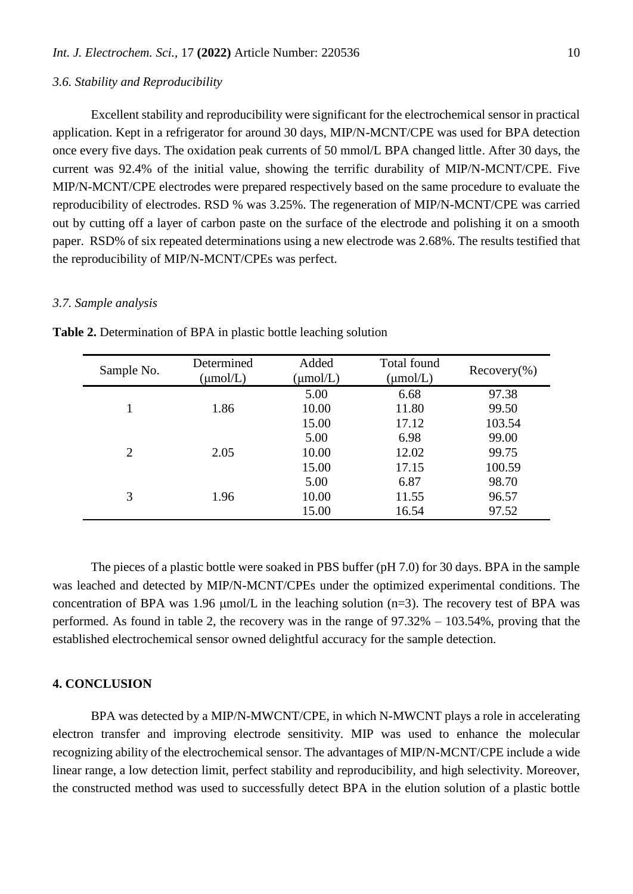### 3.6. Stability and Reproducibility

Excellent stability and reproducibility were significant for the electrochemical sensor in practical application. Kept in a refrigerator for around 30 days, MIP/N-MCNT/CPE was used for BPA detection once every five days. The oxidation peak currents of 50 mmol/L BPA changed little. After 30 days, the current was 92.4% of the initial value, showing the terrific durability of MIP/N-MCNT/CPE. Five MIP/N-MCNT/CPE electrodes were prepared respectively based on the same procedure to evaluate the reproducibility of electrodes. RSD % was 3.25%. The regeneration of MIP/N-MCNT/CPE was carried out by cutting off a layer of carbon paste on the surface of the electrode and polishing it on a smooth paper. RSD% of six repeated determinations using a new electrode was 2.68%. The results testified that the reproducibility of MIP/N-MCNT/CPEs was perfect.

### 3.7. Sample analysis

**Table 2.** Determination of BPA in plastic bottle leaching solution

| Sample No. | Determined (μmol/L) | Added (μmol/L) | Total found (μmol/L) | Recovery(%) |
|---|---|---|---|---|
| | | 5.00 | 6.68 | 97.38 |
| 1 | 1.86 | 10.00 | 11.80 | 99.50 |
| | | 15.00 | 17.12 | 103.54 |
| | | 5.00 | 6.98 | 99.00 |
| 2 | 2.05 | 10.00 | 12.02 | 99.75 |
| | | 15.00 | 17.15 | 100.59 |
| | | 5.00 | 6.87 | 98.70 |
| 3 | 1.96 | 10.00 | 11.55 | 96.57 |
| | | 15.00 | 16.54 | 97.52 |

The pieces of a plastic bottle were soaked in PBS buffer (pH 7.0) for 30 days. BPA in the sample was leached and detected by MIP/N-MCNT/CPEs under the optimized experimental conditions. The concentration of BPA was 1.96 μmol/L in the leaching solution (n=3). The recovery test of BPA was performed. As found in table 2, the recovery was in the range of 97.32% – 103.54%, proving that the established electrochemical sensor owned delightful accuracy for the sample detection.

## 4. CONCLUSION

BPA was detected by a MIP/N-MWCNT/CPE, in which N-MWCNT plays a role in accelerating electron transfer and improving electrode sensitivity. MIP was used to enhance the molecular recognizing ability of the electrochemical sensor. The advantages of MIP/N-MCNT/CPE include a wide linear range, a low detection limit, perfect stability and reproducibility, and high selectivity. Moreover, the constructed method was used to successfully detect BPA in the elution solution of a plastic bottle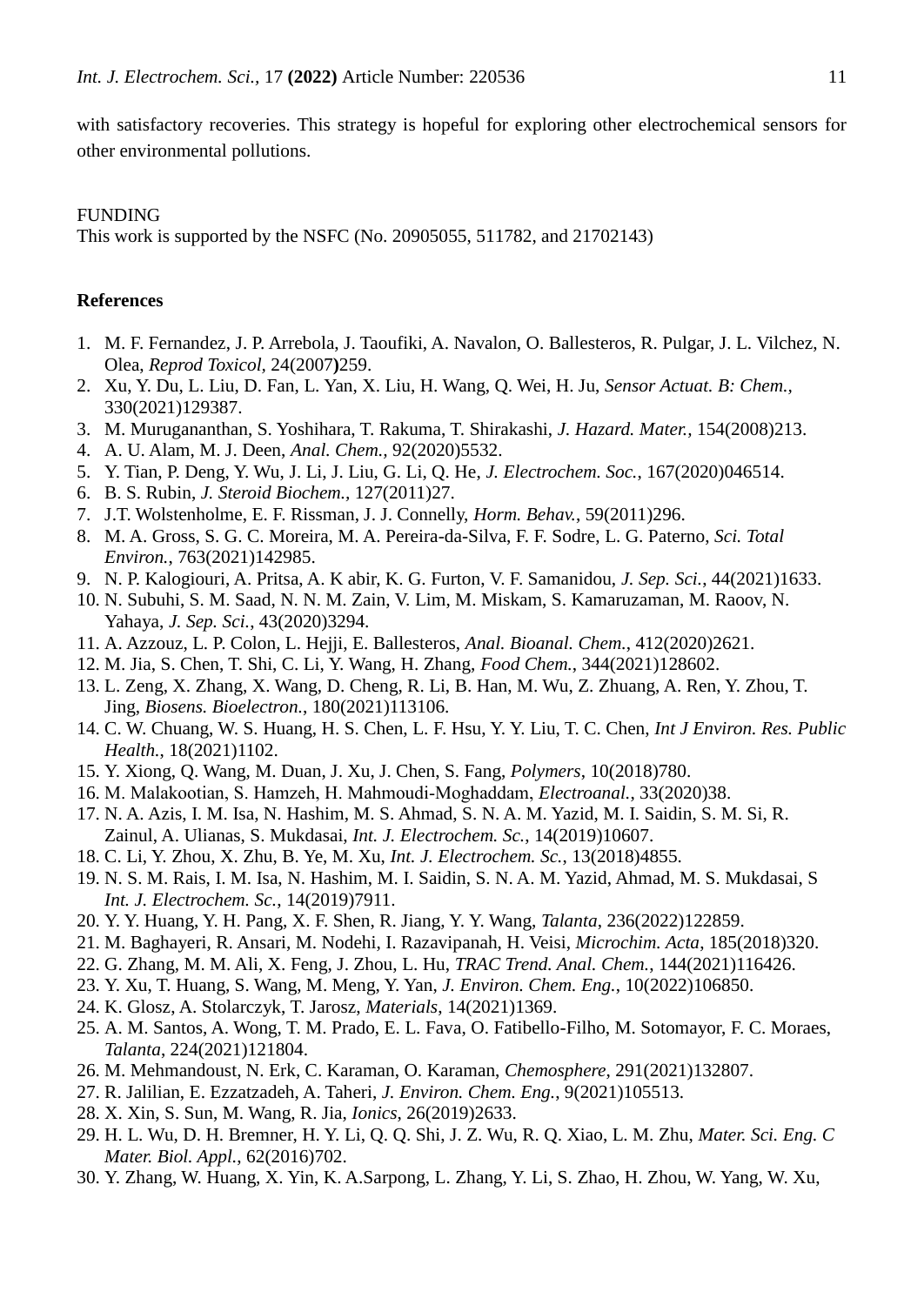with satisfactory recoveries. This strategy is hopeful for exploring other electrochemical sensors for other environmental pollutions.

FUNDING

This work is supported by the NSFC (No. 20905055, 511782, and 21702143)

**References**

1. M. F. Fernandez, J. P. Arrebola, J. Taoufiki, A. Navalon, O. Ballesteros, R. Pulgar, J. L. Vilchez, N. Olea, *Reprod Toxicol*, 24(2007**)**259.
2. Xu, Y. Du, L. Liu, D. Fan, L. Yan, X. Liu, H. Wang, Q. Wei, H. Ju, *Sensor Actuat. B: Chem.*, 330(2021)129387.
3. M. Murugananthan, S. Yoshihara, T. Rakuma, T. Shirakashi, *J. Hazard. Mater.*, 154(2008)213.
4. A. U. Alam, M. J. Deen, *Anal. Chem.*, 92(2020)5532.
5. Y. Tian, P. Deng, Y. Wu, J. Li, J. Liu, G. Li, Q. He, *J. Electrochem. Soc.*, 167(2020)046514.
6. B. S. Rubin, *J. Steroid Biochem.*, 127(2011)27.
7. J.T. Wolstenholme, E. F. Rissman, J. J. Connelly, *Horm. Behav.*, 59(2011)296.
8. M. A. Gross, S. G. C. Moreira, M. A. Pereira-da-Silva, F. F. Sodre, L. G. Paterno, *Sci. Total Environ.*, 763(2021)142985.
9. N. P. Kalogiouri, A. Pritsa, A. K abir, K. G. Furton, V. F. Samanidou, *J. Sep. Sci.*, 44(2021)1633.
10. N. Subuhi, S. M. Saad, N. N. M. Zain, V. Lim, M. Miskam, S. Kamaruzaman, M. Raoov, N. Yahaya, *J. Sep. Sci.*, 43(2020)3294.
11. A. Azzouz, L. P. Colon, L. Hejji, E. Ballesteros, *Anal. Bioanal. Chem.*, 412(2020)2621.
12. M. Jia, S. Chen, T. Shi, C. Li, Y. Wang, H. Zhang, *Food Chem.*, 344(2021)128602.
13. L. Zeng, X. Zhang, X. Wang, D. Cheng, R. Li, B. Han, M. Wu, Z. Zhuang, A. Ren, Y. Zhou, T. Jing, *Biosens. Bioelectron.*, 180(2021)113106.
14. C. W. Chuang, W. S. Huang, H. S. Chen, L. F. Hsu, Y. Y. Liu, T. C. Chen, *Int J Environ. Res. Public Health.*, 18(2021)1102.
15. Y. Xiong, Q. Wang, M. Duan, J. Xu, J. Chen, S. Fang, *Polymers*, 10(2018)780.
16. M. Malakootian, S. Hamzeh, H. Mahmoudi-Moghaddam, *Electroanal.*, 33(2020)38.
17. N. A. Azis, I. M. Isa, N. Hashim, M. S. Ahmad, S. N. A. M. Yazid, M. I. Saidin, S. M. Si, R. Zainul, A. Ulianas, S. Mukdasai, *Int. J. Electrochem. Sc.*, 14(2019)10607.
18. C. Li, Y. Zhou, X. Zhu, B. Ye, M. Xu, *Int. J. Electrochem. Sc.*, 13(2018)4855.
19. N. S. M. Rais, I. M. Isa, N. Hashim, M. I. Saidin, S. N. A. M. Yazid, Ahmad, M. S. Mukdasai, S *Int. J. Electrochem. Sc.*, 14(2019)7911.
20. Y. Y. Huang, Y. H. Pang, X. F. Shen, R. Jiang, Y. Y. Wang, *Talanta*, 236(2022)122859.
21. M. Baghayeri, R. Ansari, M. Nodehi, I. Razavipanah, H. Veisi, *Microchim. Acta*, 185(2018)320.
22. G. Zhang, M. M. Ali, X. Feng, J. Zhou, L. Hu, *TRAC Trend. Anal. Chem.*, 144(2021)116426.
23. Y. Xu, T. Huang, S. Wang, M. Meng, Y. Yan, *J. Environ. Chem. Eng.*, 10(2022)106850.
24. K. Glosz, A. Stolarczyk, T. Jarosz, *Materials*, 14(2021)1369.
25. A. M. Santos, A. Wong, T. M. Prado, E. L. Fava, O. Fatibello-Filho, M. Sotomayor, F. C. Moraes, *Talanta*, 224(2021)121804.
26. M. Mehmandoust, N. Erk, C. Karaman, O. Karaman, *Chemosphere*, 291(2021)132807.
27. R. Jalilian, E. Ezzatzadeh, A. Taheri, *J. Environ. Chem. Eng.*, 9(2021)105513.
28. X. Xin, S. Sun, M. Wang, R. Jia, *Ionics*, 26(2019)2633.
29. H. L. Wu, D. H. Bremner, H. Y. Li, Q. Q. Shi, J. Z. Wu, R. Q. Xiao, L. M. Zhu, *Mater. Sci. Eng. C Mater. Biol. Appl.*, 62(2016)702.
30. Y. Zhang, W. Huang, X. Yin, K. A.Sarpong, L. Zhang, Y. Li, S. Zhao, H. Zhou, W. Yang, W. Xu,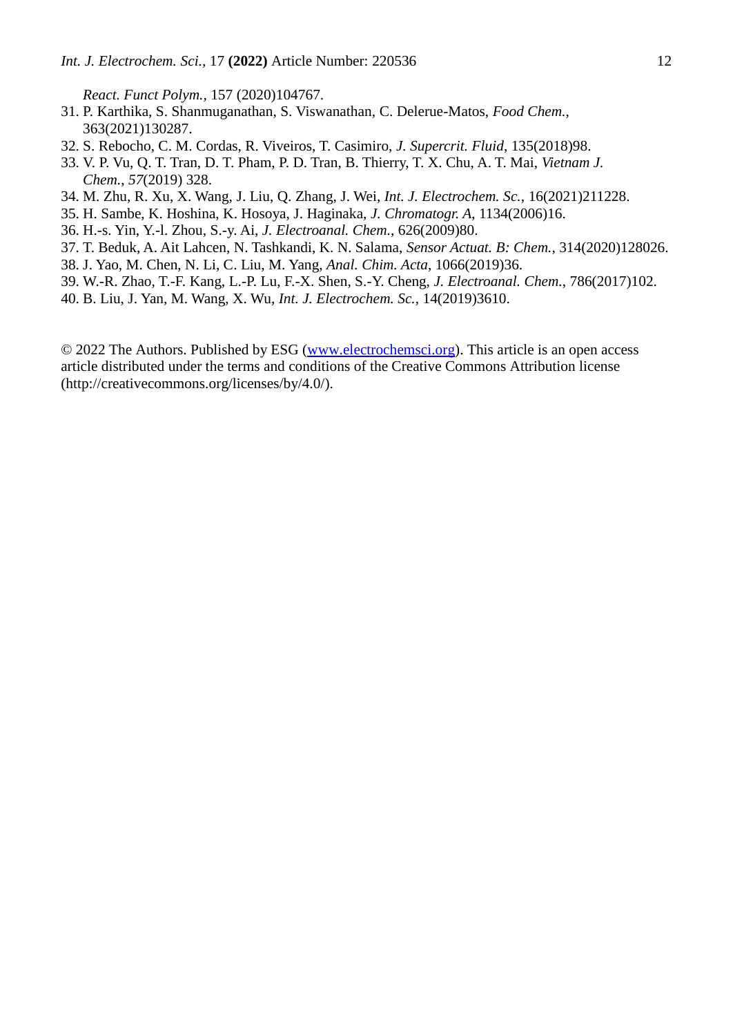*React. Funct Polym.*, 157 (2020)104767.

31. P. Karthika, S. Shanmuganathan, S. Viswanathan, C. Delerue-Matos, *Food Chem.*, 363(2021)130287.
32. S. Rebocho, C. M. Cordas, R. Viveiros, T. Casimiro, *J. Supercrit. Fluid*, 135(2018)98.
33. V. P. Vu, Q. T. Tran, D. T. Pham, P. D. Tran, B. Thierry, T. X. Chu, A. T. Mai, *Vietnam J. Chem.*, *57*(2019) 328.
34. M. Zhu, R. Xu, X. Wang, J. Liu, Q. Zhang, J. Wei, *Int. J. Electrochem. Sc.*, 16(2021)211228.
35. H. Sambe, K. Hoshina, K. Hosoya, J. Haginaka, *J. Chromatogr. A*, 1134(2006)16.
36. H.-s. Yin, Y.-l. Zhou, S.-y. Ai, *J. Electroanal. Chem.*, 626(2009)80.
37. T. Beduk, A. Ait Lahcen, N. Tashkandi, K. N. Salama, *Sensor Actuat. B: Chem.*, 314(2020)128026.
38. J. Yao, M. Chen, N. Li, C. Liu, M. Yang, *Anal. Chim. Acta*, 1066(2019)36.
39. W.-R. Zhao, T.-F. Kang, L.-P. Lu, F.-X. Shen, S.-Y. Cheng, *J. Electroanal. Chem.*, 786(2017)102.
40. B. Liu, J. Yan, M. Wang, X. Wu, *Int. J. Electrochem. Sc.*, 14(2019)3610.

© 2022 The Authors. Published by ESG (www.electrochemsci.org). This article is an open access article distributed under the terms and conditions of the Creative Commons Attribution license (http://creativecommons.org/licenses/by/4.0/).